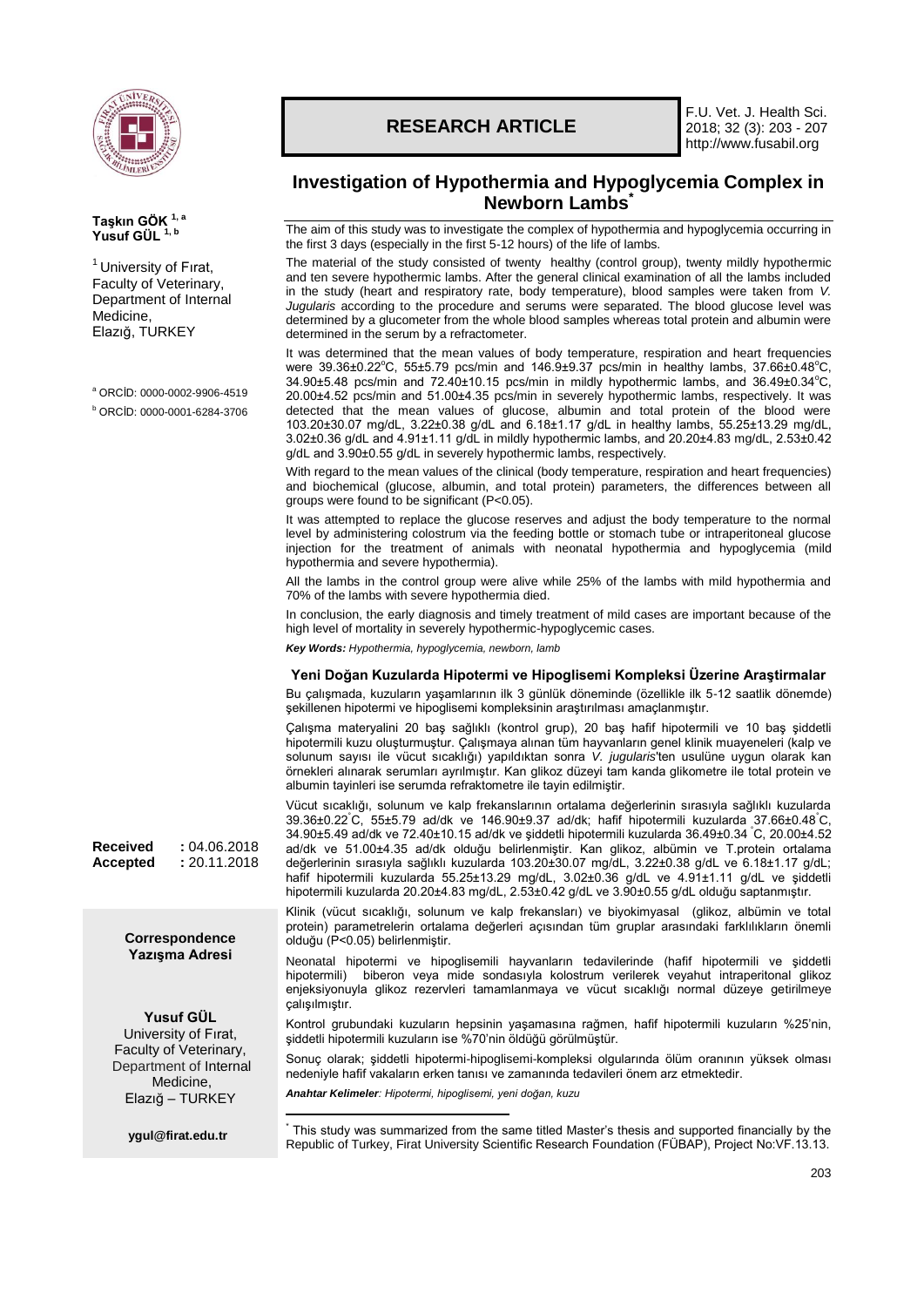**RESEARCH ARTICLE**

# Investigation of Hypothermia and Hypoglycemia Complex in Newborn Lambs*

**Taşkın GÖK [1, a]**
**Yusuf GÜL [1, b]**

[1] University of Fırat, Faculty of Veterinary, Department of Internal Medicine, Elazığ, TURKEY

[a] ORCİD: 0000-0002-9906-4519
[b] ORCİD: 0000-0001-6284-3706

The aim of this study was to investigate the complex of hypothermia and hypoglycemia occurring in the first 3 days (especially in the first 5-12 hours) of the life of lambs.

The material of the study consisted of twenty healthy (control group), twenty mildly hypothermic and ten severe hypothermic lambs. After the general clinical examination of all the lambs included in the study (heart and respiratory rate, body temperature), blood samples were taken from *V. Jugularis* according to the procedure and serums were separated. The blood glucose level was determined by a glucometer from the whole blood samples whereas total protein and albumin were determined in the serum by a refractometer.

It was determined that the mean values of body temperature, respiration and heart frequencies were 39.36±0.22°C, 55±5.79 pcs/min and 146.9±9.37 pcs/min in healthy lambs, 37.66±0.48°C, 34.90±5.48 pcs/min and 72.40±10.15 pcs/min in mildly hypothermic lambs, and 36.49±0.34°C, 20.00±4.52 pcs/min and 51.00±4.35 pcs/min in severely hypothermic lambs, respectively. It was detected that the mean values of glucose, albumin and total protein of the blood were 103.20±30.07 mg/dL, 3.22±0.38 g/dL and 6.18±1.17 g/dL in healthy lambs, 55.25±13.29 mg/dL, 3.02±0.36 g/dL and 4.91±1.11 g/dL in mildly hypothermic lambs, and 20.20±4.83 mg/dL, 2.53±0.42 g/dL and 3.90±0.55 g/dL in severely hypothermic lambs, respectively.

With regard to the mean values of the clinical (body temperature, respiration and heart frequencies) and biochemical (glucose, albumin, and total protein) parameters, the differences between all groups were found to be significant (P<0.05).

It was attempted to replace the glucose reserves and adjust the body temperature to the normal level by administering colostrum via the feeding bottle or stomach tube or intraperitoneal glucose injection for the treatment of animals with neonatal hypothermia and hypoglycemia (mild hypothermia and severe hypothermia).

All the lambs in the control group were alive while 25% of the lambs with mild hypothermia and 70% of the lambs with severe hypothermia died.

In conclusion, the early diagnosis and timely treatment of mild cases are important because of the high level of mortality in severely hypothermic-hypoglycemic cases.

***Key Words:** Hypothermia, hypoglycemia, newborn, lamb*

## Yeni Doğan Kuzularda Hipotermi ve Hipoglisemi Kompleksi Üzerine Araştirmalar

Bu çalışmada, kuzuların yaşamlarının ilk 3 günlük döneminde (özellikle ilk 5-12 saatlik dönemde) şekillenen hipotermi ve hipoglisemi kompleksinin araştırılması amaçlanmıştır.

Çalışma materyalini 20 baş sağlıklı (kontrol grup), 20 baş hafif hipotermili ve 10 baş şiddetli hipotermili kuzu oluşturmuştur. Çalışmaya alınan tüm hayvanların genel klinik muayeneleri (kalp ve solunum sayısı ile vücut sıcaklığı) yapıldıktan sonra *V. jugularis*'ten usulüne uygun olarak kan örnekleri alınarak serumları ayrılmıştır. Kan glikoz düzeyi tam kanda glikometre ile total protein ve albumin tayinleri ise serumda refraktometre ile tayin edilmiştir.

Vücut sıcaklığı, solunum ve kalp frekanslarının ortalama değerlerinin sırasıyla sağlıklı kuzularda 39.36±0.22°C, 55±5.79 ad/dk ve 146.90±9.37 ad/dk; hafif hipotermili kuzularda 37.66±0.48°C, 34.90±5.49 ad/dk ve 72.40±10.15 ad/dk ve şiddetli hipotermili kuzularda 36.49±0.34°C, 20.00±4.52 ad/dk ve 51.00±4.35 ad/dk olduğu belirlenmiştir. Kan glikoz, albümin ve T.protein ortalama değerlerinin sırasıyla sağlıklı kuzularda 103.20±30.07 mg/dL, 3.22±0.38 g/dL ve 6.18±1.17 g/dL; hafif hipotermili kuzularda 55.25±13.29 mg/dL, 3.02±0.36 g/dL ve 4.91±1.11 g/dL ve şiddetli hipotermili kuzularda 20.20±4.83 mg/dL, 2.53±0.42 g/dL ve 3.90±0.55 g/dL olduğu saptanmıştır.

Klinik (vücut sıcaklığı, solunum ve kalp frekansları) ve biyokimyasal (glikoz, albümin ve total protein) parametrelerin ortalama değerleri açısından tüm gruplar arasındaki farklılıkların önemli olduğu (P<0.05) belirlenmiştir.

Neonatal hipotermi ve hipoglisemili hayvanların tedavilerinde (hafif hipotermili ve şiddetli hipotermili) biberon veya mide sondasıyla kolostrum verilerek veyahut intraperitonal glikoz enjeksiyonuyla glikoz rezervleri tamamlanmaya ve vücut sıcaklığı normal düzeye getirilmeye çalışılmıştır.

Kontrol grubundaki kuzuların hepsinin yaşamasına rağmen, hafif hipotermili kuzuların %25'nin, şiddetli hipotermili kuzuların ise %70'nin öldüğü görülmüştür.

Sonuç olarak; şiddetli hipotermi-hipoglisemi-kompleksi olgularında ölüm oranının yüksek olması nedeniyle hafif vakaların erken tanısı ve zamanında tedavileri önem arz etmektedir.

***Anahtar Kelimeler:** Hipotermi, hipoglisemi, yeni doğan, kuzu*

**Received** : 04.06.2018
**Accepted** : 20.11.2018

**Correspondence**
**Yazışma Adresi**

**Yusuf GÜL**
University of Fırat, Faculty of Veterinary, Department of Internal Medicine, Elazığ – TURKEY

**ygul@firat.edu.tr**

* This study was summarized from the same titled Master's thesis and supported financially by the Republic of Turkey, Firat University Scientific Research Foundation (FÜBAP), Project No:VF.13.13.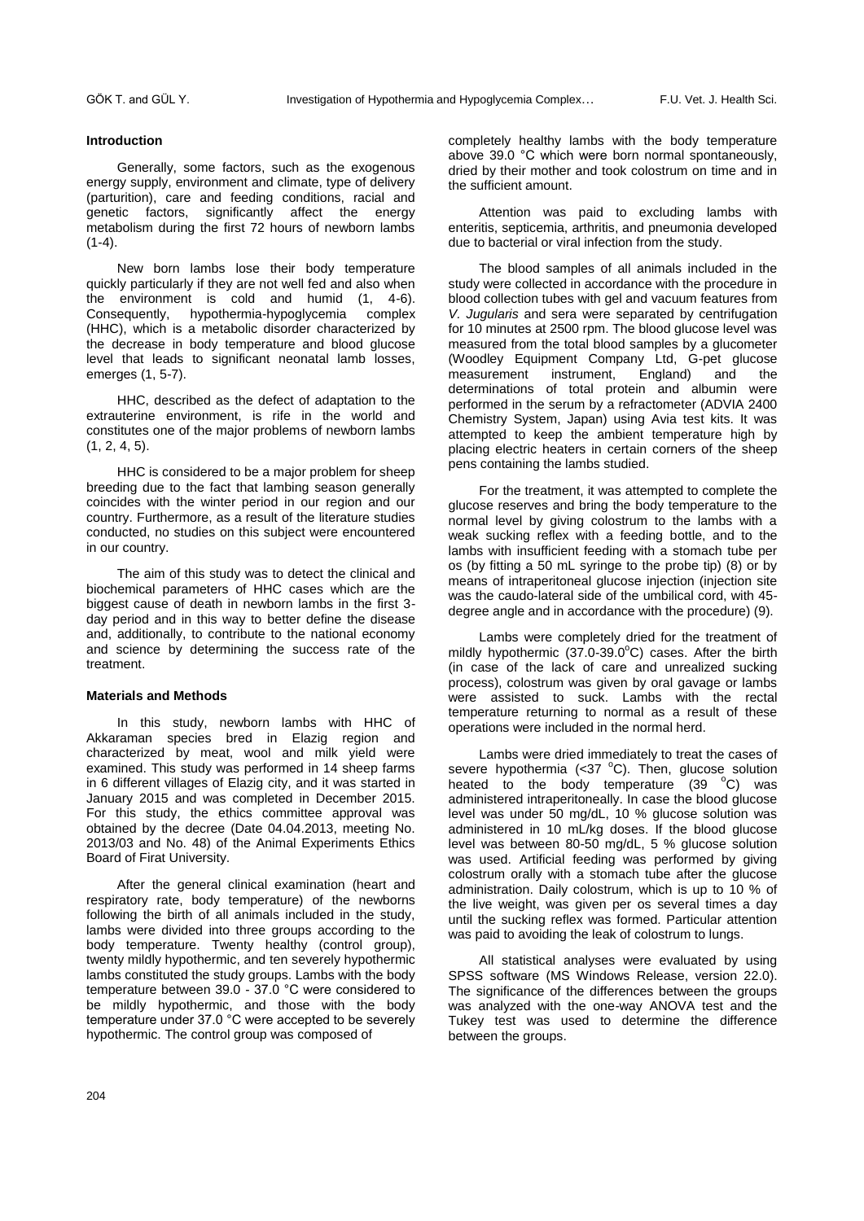## Introduction

Generally, some factors, such as the exogenous energy supply, environment and climate, type of delivery (parturition), care and feeding conditions, racial and genetic factors, significantly affect the energy metabolism during the first 72 hours of newborn lambs (1-4).

New born lambs lose their body temperature quickly particularly if they are not well fed and also when the environment is cold and humid (1, 4-6). Consequently, hypothermia-hypoglycemia complex (HHC), which is a metabolic disorder characterized by the decrease in body temperature and blood glucose level that leads to significant neonatal lamb losses, emerges (1, 5-7).

HHC, described as the defect of adaptation to the extrauterine environment, is rife in the world and constitutes one of the major problems of newborn lambs (1, 2, 4, 5).

HHC is considered to be a major problem for sheep breeding due to the fact that lambing season generally coincides with the winter period in our region and our country. Furthermore, as a result of the literature studies conducted, no studies on this subject were encountered in our country.

The aim of this study was to detect the clinical and biochemical parameters of HHC cases which are the biggest cause of death in newborn lambs in the first 3-day period and in this way to better define the disease and, additionally, to contribute to the national economy and science by determining the success rate of the treatment.

## Materials and Methods

In this study, newborn lambs with HHC of Akkaraman species bred in Elazig region and characterized by meat, wool and milk yield were examined. This study was performed in 14 sheep farms in 6 different villages of Elazig city, and it was started in January 2015 and was completed in December 2015. For this study, the ethics committee approval was obtained by the decree (Date 04.04.2013, meeting No. 2013/03 and No. 48) of the Animal Experiments Ethics Board of Firat University.

After the general clinical examination (heart and respiratory rate, body temperature) of the newborns following the birth of all animals included in the study, lambs were divided into three groups according to the body temperature. Twenty healthy (control group), twenty mildly hypothermic, and ten severely hypothermic lambs constituted the study groups. Lambs with the body temperature between 39.0 - 37.0 °C were considered to be mildly hypothermic, and those with the body temperature under 37.0 °C were accepted to be severely hypothermic. The control group was composed of completely healthy lambs with the body temperature above 39.0 °C which were born normal spontaneously, dried by their mother and took colostrum on time and in the sufficient amount.

Attention was paid to excluding lambs with enteritis, septicemia, arthritis, and pneumonia developed due to bacterial or viral infection from the study.

The blood samples of all animals included in the study were collected in accordance with the procedure in blood collection tubes with gel and vacuum features from *V. Jugularis* and sera were separated by centrifugation for 10 minutes at 2500 rpm. The blood glucose level was measured from the total blood samples by a glucometer (Woodley Equipment Company Ltd, G-pet glucose measurement instrument, England) and the determinations of total protein and albumin were performed in the serum by a refractometer (ADVIA 2400 Chemistry System, Japan) using Avia test kits. It was attempted to keep the ambient temperature high by placing electric heaters in certain corners of the sheep pens containing the lambs studied.

For the treatment, it was attempted to complete the glucose reserves and bring the body temperature to the normal level by giving colostrum to the lambs with a weak sucking reflex with a feeding bottle, and to the lambs with insufficient feeding with a stomach tube per os (by fitting a 50 mL syringe to the probe tip) (8) or by means of intraperitoneal glucose injection (injection site was the caudo-lateral side of the umbilical cord, with 45-degree angle and in accordance with the procedure) (9).

Lambs were completely dried for the treatment of mildly hypothermic (37.0-39.0°C) cases. After the birth (in case of the lack of care and unrealized sucking process), colostrum was given by oral gavage or lambs were assisted to suck. Lambs with the rectal temperature returning to normal as a result of these operations were included in the normal herd.

Lambs were dried immediately to treat the cases of severe hypothermia (<37 °C). Then, glucose solution heated to the body temperature (39 °C) was administered intraperitoneally. In case the blood glucose level was under 50 mg/dL, 10 % glucose solution was administered in 10 mL/kg doses. If the blood glucose level was between 80-50 mg/dL, 5 % glucose solution was used. Artificial feeding was performed by giving colostrum orally with a stomach tube after the glucose administration. Daily colostrum, which is up to 10 % of the live weight, was given per os several times a day until the sucking reflex was formed. Particular attention was paid to avoiding the leak of colostrum to lungs.

All statistical analyses were evaluated by using SPSS software (MS Windows Release, version 22.0). The significance of the differences between the groups was analyzed with the one-way ANOVA test and the Tukey test was used to determine the difference between the groups.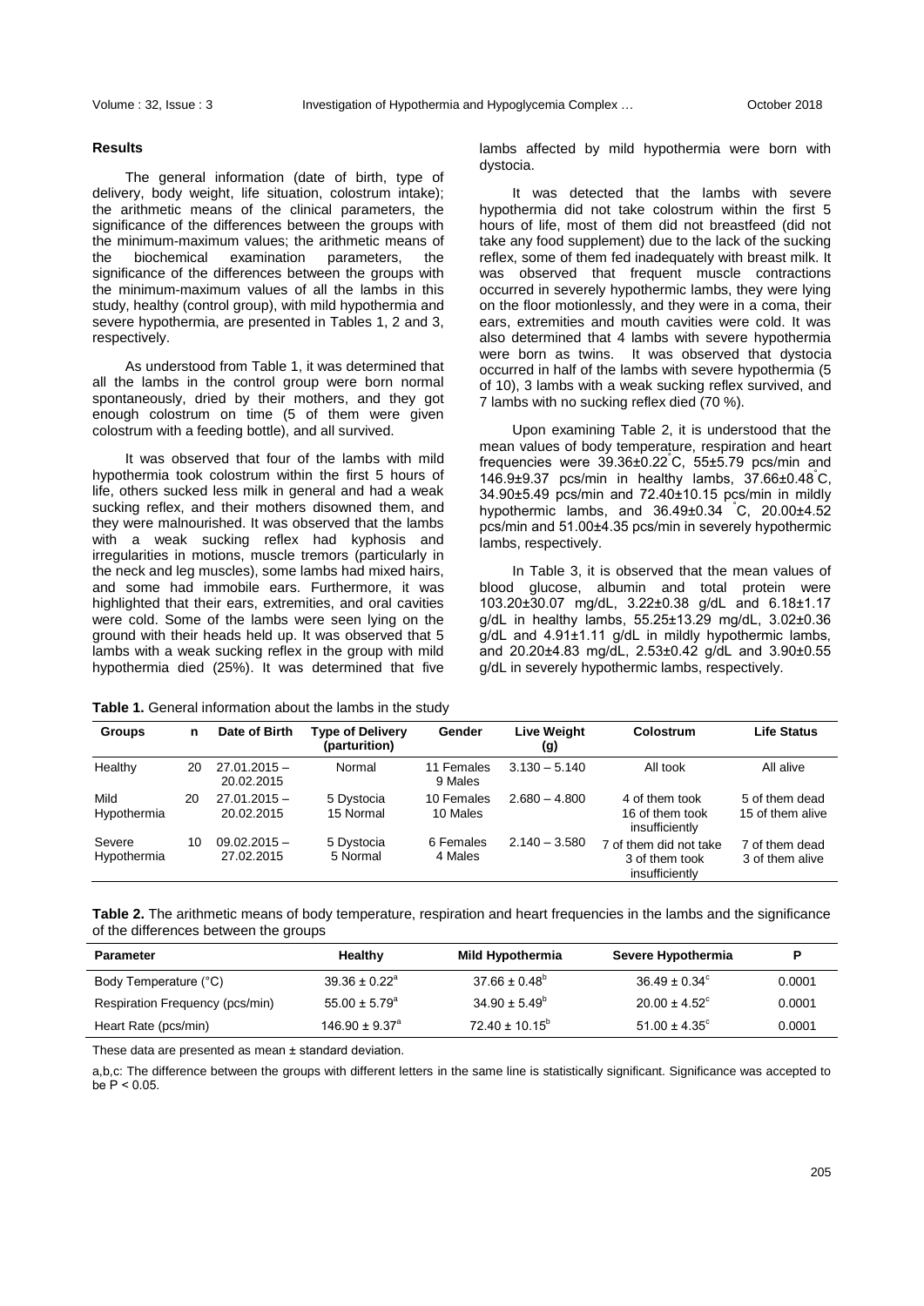## Results

The general information (date of birth, type of delivery, body weight, life situation, colostrum intake); the arithmetic means of the clinical parameters, the significance of the differences between the groups with the minimum-maximum values; the arithmetic means of the biochemical examination parameters, the significance of the differences between the groups with the minimum-maximum values of all the lambs in this study, healthy (control group), with mild hypothermia and severe hypothermia, are presented in Tables 1, 2 and 3, respectively.

As understood from Table 1, it was determined that all the lambs in the control group were born normal spontaneously, dried by their mothers, and they got enough colostrum on time (5 of them were given colostrum with a feeding bottle), and all survived.

It was observed that four of the lambs with mild hypothermia took colostrum within the first 5 hours of life, others sucked less milk in general and had a weak sucking reflex, and their mothers disowned them, and they were malnourished. It was observed that the lambs with a weak sucking reflex had kyphosis and irregularities in motions, muscle tremors (particularly in the neck and leg muscles), some lambs had mixed hairs, and some had immobile ears. Furthermore, it was highlighted that their ears, extremities, and oral cavities were cold. Some of the lambs were seen lying on the ground with their heads held up. It was observed that 5 lambs with a weak sucking reflex in the group with mild hypothermia died (25%). It was determined that five lambs affected by mild hypothermia were born with dystocia.

It was detected that the lambs with severe hypothermia did not take colostrum within the first 5 hours of life, most of them did not breastfeed (did not take any food supplement) due to the lack of the sucking reflex, some of them fed inadequately with breast milk. It was observed that frequent muscle contractions occurred in severely hypothermic lambs, they were lying on the floor motionlessly, and they were in a coma, their ears, extremities and mouth cavities were cold. It was also determined that 4 lambs with severe hypothermia were born as twins. It was observed that dystocia occurred in half of the lambs with severe hypothermia (5 of 10), 3 lambs with a weak sucking reflex survived, and 7 lambs with no sucking reflex died (70 %).

Upon examining Table 2, it is understood that the mean values of body temperature, respiration and heart frequencies were 39.36±0.22°C, 55±5.79 pcs/min and 146.9±9.37 pcs/min in healthy lambs, 37.66±0.48°C, 34.90±5.49 pcs/min and 72.40±10.15 pcs/min in mildly hypothermic lambs, and 36.49±0.34 °C, 20.00±4.52 pcs/min and 51.00±4.35 pcs/min in severely hypothermic lambs, respectively.

In Table 3, it is observed that the mean values of blood glucose, albumin and total protein were 103.20±30.07 mg/dL, 3.22±0.38 g/dL and 6.18±1.17 g/dL in healthy lambs, 55.25±13.29 mg/dL, 3.02±0.36 g/dL and 4.91±1.11 g/dL in mildly hypothermic lambs, and 20.20±4.83 mg/dL, 2.53±0.42 g/dL and 3.90±0.55 g/dL in severely hypothermic lambs, respectively.

**Table 1.** General information about the lambs in the study

| Groups | n | Date of Birth | Type of Delivery (parturition) | Gender | Live Weight (g) | Colostrum | Life Status |
|---|---|---|---|---|---|---|---|
| Healthy | 20 | 27.01.2015 – 20.02.2015 | Normal | 11 Females 9 Males | 3.130 – 5.140 | All took | All alive |
| Mild Hypothermia | 20 | 27.01.2015 – 20.02.2015 | 5 Dystocia 15 Normal | 10 Females 10 Males | 2.680 – 4.800 | 4 of them took 16 of them took insufficiently | 5 of them dead 15 of them alive |
| Severe Hypothermia | 10 | 09.02.2015 – 27.02.2015 | 5 Dystocia 5 Normal | 6 Females 4 Males | 2.140 – 3.580 | 7 of them did not take 3 of them took insufficiently | 7 of them dead 3 of them alive |

**Table 2.** The arithmetic means of body temperature, respiration and heart frequencies in the lambs and the significance of the differences between the groups

| Parameter | Healthy | Mild Hypothermia | Severe Hypothermia | P |
|---|---|---|---|---|
| Body Temperature (°C) | $39.36 \pm 0.22^a$ | $37.66 \pm 0.48^b$ | $36.49 \pm 0.34^c$ | 0.0001 |
| Respiration Frequency (pcs/min) | $55.00 \pm 5.79^a$ | $34.90 \pm 5.49^b$ | $20.00 \pm 4.52^c$ | 0.0001 |
| Heart Rate (pcs/min) | $146.90 \pm 9.37^a$ | $72.40 \pm 10.15^b$ | $51.00 \pm 4.35^c$ | 0.0001 |

These data are presented as mean ± standard deviation.

a,b,c: The difference between the groups with different letters in the same line is statistically significant. Significance was accepted to be $P < 0.05$.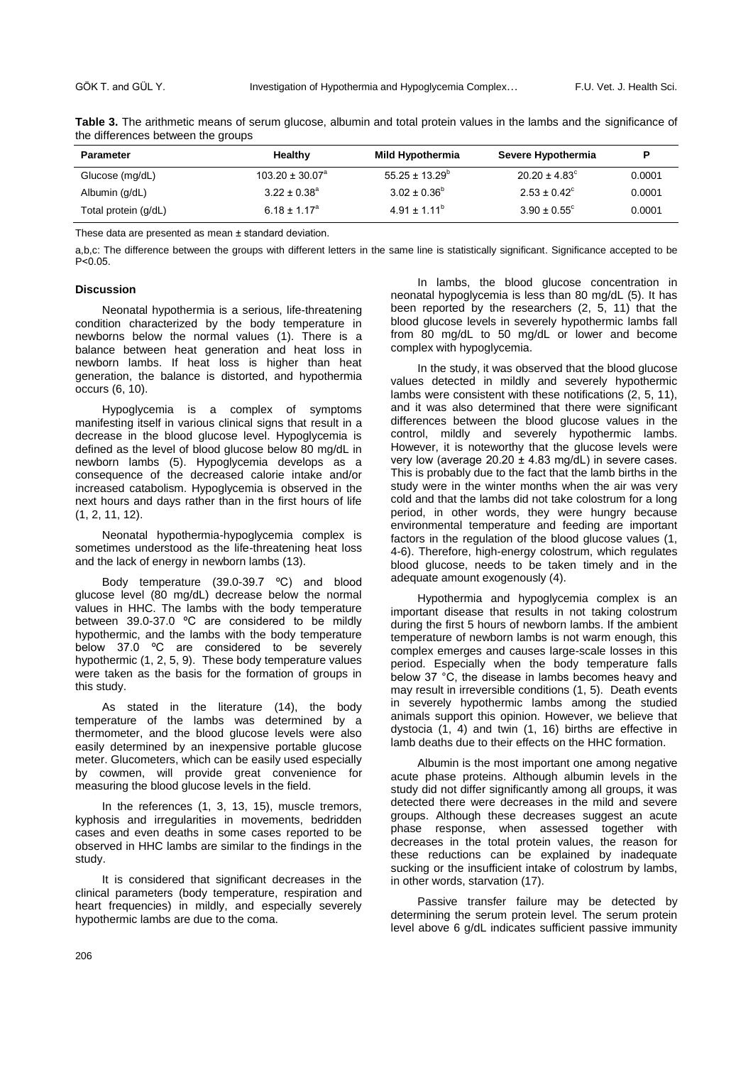**Table 3.** The arithmetic means of serum glucose, albumin and total protein values in the lambs and the significance of the differences between the groups

| Parameter | Healthy | Mild Hypothermia | Severe Hypothermia | P |
|---|---|---|---|---|
| Glucose (mg/dL) | $103.20 \pm 30.07^{a}$ | $55.25 \pm 13.29^{b}$ | $20.20 \pm 4.83^{c}$ | 0.0001 |
| Albumin (g/dL) | $3.22 \pm 0.38^{a}$ | $3.02 \pm 0.36^{b}$ | $2.53 \pm 0.42^{c}$ | 0.0001 |
| Total protein (g/dL) | $6.18 \pm 1.17^{a}$ | $4.91 \pm 1.11^{b}$ | $3.90 \pm 0.55^{c}$ | 0.0001 |

These data are presented as mean ± standard deviation.

a,b,c: The difference between the groups with different letters in the same line is statistically significant. Significance accepted to be P<0.05.

## Discussion

Neonatal hypothermia is a serious, life-threatening condition characterized by the body temperature in newborns below the normal values (1). There is a balance between heat generation and heat loss in newborn lambs. If heat loss is higher than heat generation, the balance is distorted, and hypothermia occurs (6, 10).

Hypoglycemia is a complex of symptoms manifesting itself in various clinical signs that result in a decrease in the blood glucose level. Hypoglycemia is defined as the level of blood glucose below 80 mg/dL in newborn lambs (5). Hypoglycemia develops as a consequence of the decreased calorie intake and/or increased catabolism. Hypoglycemia is observed in the next hours and days rather than in the first hours of life (1, 2, 11, 12).

Neonatal hypothermia-hypoglycemia complex is sometimes understood as the life-threatening heat loss and the lack of energy in newborn lambs (13).

Body temperature (39.0-39.7 ºC) and blood glucose level (80 mg/dL) decrease below the normal values in HHC. The lambs with the body temperature between 39.0-37.0 ºC are considered to be mildly hypothermic, and the lambs with the body temperature below 37.0 ºC are considered to be severely hypothermic (1, 2, 5, 9). These body temperature values were taken as the basis for the formation of groups in this study.

As stated in the literature (14), the body temperature of the lambs was determined by a thermometer, and the blood glucose levels were also easily determined by an inexpensive portable glucose meter. Glucometers, which can be easily used especially by cowmen, will provide great convenience for measuring the blood glucose levels in the field.

In the references (1, 3, 13, 15), muscle tremors, kyphosis and irregularities in movements, bedridden cases and even deaths in some cases reported to be observed in HHC lambs are similar to the findings in the study.

It is considered that significant decreases in the clinical parameters (body temperature, respiration and heart frequencies) in mildly, and especially severely hypothermic lambs are due to the coma.

In lambs, the blood glucose concentration in neonatal hypoglycemia is less than 80 mg/dL (5). It has been reported by the researchers (2, 5, 11) that the blood glucose levels in severely hypothermic lambs fall from 80 mg/dL to 50 mg/dL or lower and become complex with hypoglycemia.

In the study, it was observed that the blood glucose values detected in mildly and severely hypothermic lambs were consistent with these notifications (2, 5, 11), and it was also determined that there were significant differences between the blood glucose values in the control, mildly and severely hypothermic lambs. However, it is noteworthy that the glucose levels were very low (average 20.20 ± 4.83 mg/dL) in severe cases. This is probably due to the fact that the lamb births in the study were in the winter months when the air was very cold and that the lambs did not take colostrum for a long period, in other words, they were hungry because environmental temperature and feeding are important factors in the regulation of the blood glucose values (1, 4-6). Therefore, high-energy colostrum, which regulates blood glucose, needs to be taken timely and in the adequate amount exogenously (4).

Hypothermia and hypoglycemia complex is an important disease that results in not taking colostrum during the first 5 hours of newborn lambs. If the ambient temperature of newborn lambs is not warm enough, this complex emerges and causes large-scale losses in this period. Especially when the body temperature falls below 37 °C, the disease in lambs becomes heavy and may result in irreversible conditions (1, 5). Death events in severely hypothermic lambs among the studied animals support this opinion. However, we believe that dystocia (1, 4) and twin (1, 16) births are effective in lamb deaths due to their effects on the HHC formation.

Albumin is the most important one among negative acute phase proteins. Although albumin levels in the study did not differ significantly among all groups, it was detected there were decreases in the mild and severe groups. Although these decreases suggest an acute phase response, when assessed together with decreases in the total protein values, the reason for these reductions can be explained by inadequate sucking or the insufficient intake of colostrum by lambs, in other words, starvation (17).

Passive transfer failure may be detected by determining the serum protein level. The serum protein level above 6 g/dL indicates sufficient passive immunity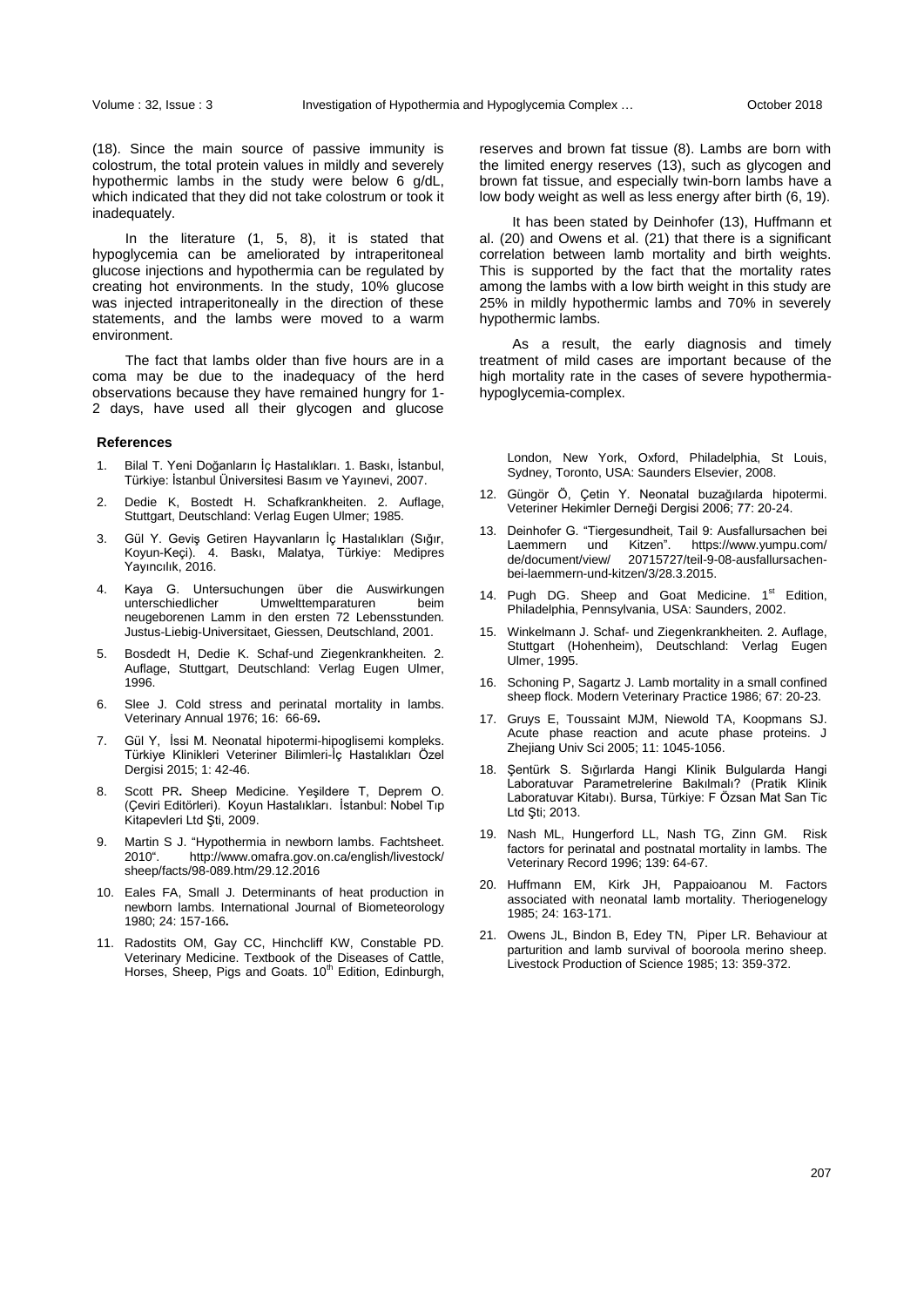(18). Since the main source of passive immunity is colostrum, the total protein values in mildly and severely hypothermic lambs in the study were below 6 g/dL, which indicated that they did not take colostrum or took it inadequately.

In the literature (1, 5, 8), it is stated that hypoglycemia can be ameliorated by intraperitoneal glucose injections and hypothermia can be regulated by creating hot environments. In the study, 10% glucose was injected intraperitoneally in the direction of these statements, and the lambs were moved to a warm environment.

The fact that lambs older than five hours are in a coma may be due to the inadequacy of the herd observations because they have remained hungry for 1-2 days, have used all their glycogen and glucose reserves and brown fat tissue (8). Lambs are born with the limited energy reserves (13), such as glycogen and brown fat tissue, and especially twin-born lambs have a low body weight as well as less energy after birth (6, 19).

It has been stated by Deinhofer (13), Huffmann et al. (20) and Owens et al. (21) that there is a significant correlation between lamb mortality and birth weights. This is supported by the fact that the mortality rates among the lambs with a low birth weight in this study are 25% in mildly hypothermic lambs and 70% in severely hypothermic lambs.

As a result, the early diagnosis and timely treatment of mild cases are important because of the high mortality rate in the cases of severe hypothermia-hypoglycemia-complex.

**References**

1. Bilal T. Yeni Doğanların İç Hastalıkları. 1. Baskı, İstanbul, Türkiye: İstanbul Üniversitesi Basım ve Yayınevi, 2007.
2. Dedie K, Bostedt H. Schafkrankheiten. 2. Auflage, Stuttgart, Deutschland: Verlag Eugen Ulmer; 1985.
3. Gül Y. Geviş Getiren Hayvanların İç Hastalıkları (Sığır, Koyun-Keçi). 4. Baskı, Malatya, Türkiye: Medipres Yayıncılık, 2016.
4. Kaya G. Untersuchungen über die Auswirkungen unterschiedlicher Umwelttemparaturen beim neugeborenen Lamm in den ersten 72 Lebensstunden. Justus-Liebig-Universitaet, Giessen, Deutschland, 2001.
5. Bosdedt H, Dedie K. Schaf-und Ziegenkrankheiten. 2. Auflage, Stuttgart, Deutschland: Verlag Eugen Ulmer, 1996.
6. Slee J. Cold stress and perinatal mortality in lambs. Veterinary Annual 1976; 16: 66-69**.**
7. Gül Y, İssi M. Neonatal hipotermi-hipoglisemi kompleks. Türkiye Klinikleri Veteriner Bilimleri-İç Hastalıkları Özel Dergisi 2015; 1: 42-46.
8. Scott PR**.** Sheep Medicine. Yeşildere T, Deprem O. (Çeviri Editörleri). Koyun Hastalıkları. İstanbul: Nobel Tıp Kitapevleri Ltd Şti, 2009.
9. Martin S J. "Hypothermia in newborn lambs. Fachtsheet. 2010". http://www.omafra.gov.on.ca/english/livestock/sheep/facts/98-089.htm/29.12.2016
10. Eales FA, Small J. Determinants of heat production in newborn lambs. International Journal of Biometeorology 1980; 24: 157-166**.**
11. Radostits OM, Gay CC, Hinchcliff KW, Constable PD. Veterinary Medicine. Textbook of the Diseases of Cattle, Horses, Sheep, Pigs and Goats. 10th Edition, Edinburgh, London, New York, Oxford, Philadelphia, St Louis, Sydney, Toronto, USA: Saunders Elsevier, 2008.
12. Güngör Ö, Çetin Y. Neonatal buzağılarda hipotermi. Veteriner Hekimler Derneği Dergisi 2006; 77: 20-24.
13. Deinhofer G. "Tiergesundheit, Tail 9: Ausfallursachen bei Laemmern und Kitzen". https://www.yumpu.com/de/document/view/ 20715727/teil-9-08-ausfallursachen-bei-laemmern-und-kitzen/3/28.3.2015.
14. Pugh DG. Sheep and Goat Medicine. 1st Edition, Philadelphia, Pennsylvania, USA: Saunders, 2002.
15. Winkelmann J. Schaf- und Ziegenkrankheiten. 2. Auflage, Stuttgart (Hohenheim), Deutschland: Verlag Eugen Ulmer, 1995.
16. Schoning P, Sagartz J. Lamb mortality in a small confined sheep flock. Modern Veterinary Practice 1986; 67: 20-23.
17. Gruys E, Toussaint MJM, Niewold TA, Koopmans SJ. Acute phase reaction and acute phase proteins. J Zhejiang Univ Sci 2005; 11: 1045-1056.
18. Şentürk S. Sığırlarda Hangi Klinik Bulgularda Hangi Laboratuvar Parametrelerine Bakılmalı? (Pratik Klinik Laboratuvar Kitabı). Bursa, Türkiye: F Özsan Mat San Tic Ltd Şti; 2013.
19. Nash ML, Hungerford LL, Nash TG, Zinn GM. Risk factors for perinatal and postnatal mortality in lambs. The Veterinary Record 1996; 139: 64-67.
20. Huffmann EM, Kirk JH, Pappaioanou M. Factors associated with neonatal lamb mortality. Theriogenelogy 1985; 24: 163-171.
21. Owens JL, Bindon B, Edey TN, Piper LR. Behaviour at parturition and lamb survival of booroola merino sheep. Livestock Production of Science 1985; 13: 359-372.